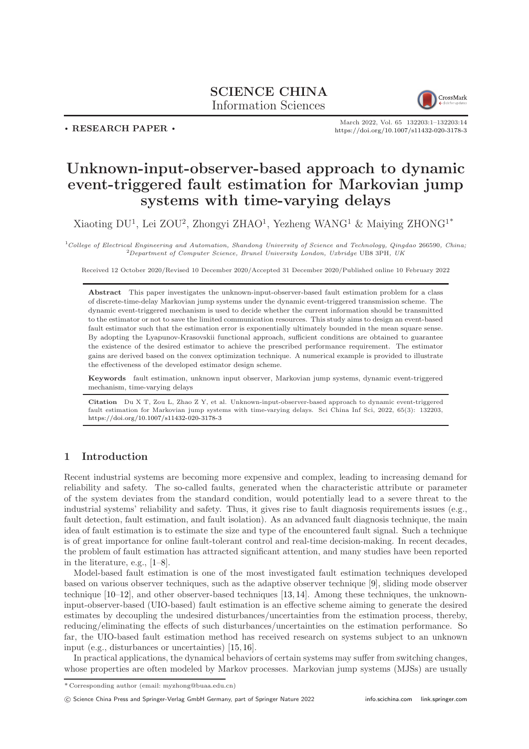SCIENCE CHINA
Information Sciences

• RESEARCH PAPER •

March 2022, Vol. 65 132203:1–132203:14
https://doi.org/10.1007/s11432-020-3178-3

# Unknown-input-observer-based approach to dynamic event-triggered fault estimation for Markovian jump systems with time-varying delays

Xiaoting DU[1], Lei ZOU[2], Zhongyi ZHAO[1], Yezheng WANG[1] & Maiying ZHONG[1*]

[1] *College of Electrical Engineering and Automation, Shandong University of Science and Technology, Qingdao* 266590*, China;*
[2] *Department of Computer Science, Brunel University London, Uxbridge* UB8 3PH*, UK*

Received 12 October 2020/Revised 10 December 2020/Accepted 31 December 2020/Published online 10 February 2022

**Abstract** This paper investigates the unknown-input-observer-based fault estimation problem for a class of discrete-time-delay Markovian jump systems under the dynamic event-triggered transmission scheme. The dynamic event-triggered mechanism is used to decide whether the current information should be transmitted to the estimator or not to save the limited communication resources. This study aims to design an event-based fault estimator such that the estimation error is exponentially ultimately bounded in the mean square sense. By adopting the Lyapunov-Krasovskii functional approach, sufficient conditions are obtained to guarantee the existence of the desired estimator to achieve the prescribed performance requirement. The estimator gains are derived based on the convex optimization technique. A numerical example is provided to illustrate the effectiveness of the developed estimator design scheme.

**Keywords** fault estimation, unknown input observer, Markovian jump systems, dynamic event-triggered mechanism, time-varying delays

**Citation** Du X T, Zou L, Zhao Z Y, et al. Unknown-input-observer-based approach to dynamic event-triggered fault estimation for Markovian jump systems with time-varying delays. Sci China Inf Sci, 2022, 65(3): 132203, https://doi.org/10.1007/s11432-020-3178-3

## 1 Introduction

Recent industrial systems are becoming more expensive and complex, leading to increasing demand for reliability and safety. The so-called faults, generated when the characteristic attribute or parameter of the system deviates from the standard condition, would potentially lead to a severe threat to the industrial systems' reliability and safety. Thus, it gives rise to fault diagnosis requirements issues (e.g., fault detection, fault estimation, and fault isolation). As an advanced fault diagnosis technique, the main idea of fault estimation is to estimate the size and type of the encountered fault signal. Such a technique is of great importance for online fault-tolerant control and real-time decision-making. In recent decades, the problem of fault estimation has attracted significant attention, and many studies have been reported in the literature, e.g., [1–8].

Model-based fault estimation is one of the most investigated fault estimation techniques developed based on various observer techniques, such as the adaptive observer technique [9], sliding mode observer technique [10–12], and other observer-based techniques [13, 14]. Among these techniques, the unknown-input-observer-based (UIO-based) fault estimation is an effective scheme aiming to generate the desired estimates by decoupling the undesired disturbances/uncertainties from the estimation process, thereby, reducing/eliminating the effects of such disturbances/uncertainties on the estimation performance. So far, the UIO-based fault estimation method has received research on systems subject to an unknown input (e.g., disturbances or uncertainties) [15, 16].

In practical applications, the dynamical behaviors of certain systems may suffer from switching changes, whose properties are often modeled by Markov processes. Markovian jump systems (MJSs) are usually

* Corresponding author (email: myzhong@buaa.edu.cn)

© Science China Press and Springer-Verlag GmbH Germany, part of Springer Nature 2022 info.scichina.com link.springer.com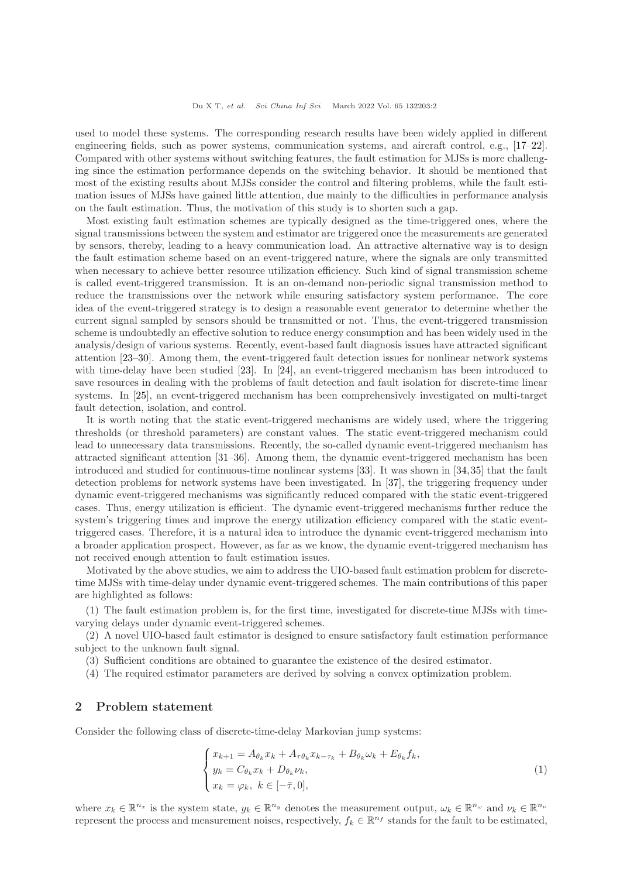used to model these systems. The corresponding research results have been widely applied in different engineering fields, such as power systems, communication systems, and aircraft control, e.g., [17–22]. Compared with other systems without switching features, the fault estimation for MJSs is more challenging since the estimation performance depends on the switching behavior. It should be mentioned that most of the existing results about MJSs consider the control and filtering problems, while the fault estimation issues of MJSs have gained little attention, due mainly to the difficulties in performance analysis on the fault estimation. Thus, the motivation of this study is to shorten such a gap.

Most existing fault estimation schemes are typically designed as the time-triggered ones, where the signal transmissions between the system and estimator are triggered once the measurements are generated by sensors, thereby, leading to a heavy communication load. An attractive alternative way is to design the fault estimation scheme based on an event-triggered nature, where the signals are only transmitted when necessary to achieve better resource utilization efficiency. Such kind of signal transmission scheme is called event-triggered transmission. It is an on-demand non-periodic signal transmission method to reduce the transmissions over the network while ensuring satisfactory system performance. The core idea of the event-triggered strategy is to design a reasonable event generator to determine whether the current signal sampled by sensors should be transmitted or not. Thus, the event-triggered transmission scheme is undoubtedly an effective solution to reduce energy consumption and has been widely used in the analysis/design of various systems. Recently, event-based fault diagnosis issues have attracted significant attention [23–30]. Among them, the event-triggered fault detection issues for nonlinear network systems with time-delay have been studied [23]. In [24], an event-triggered mechanism has been introduced to save resources in dealing with the problems of fault detection and fault isolation for discrete-time linear systems. In [25], an event-triggered mechanism has been comprehensively investigated on multi-target fault detection, isolation, and control.

It is worth noting that the static event-triggered mechanisms are widely used, where the triggering thresholds (or threshold parameters) are constant values. The static event-triggered mechanism could lead to unnecessary data transmissions. Recently, the so-called dynamic event-triggered mechanism has attracted significant attention [31–36]. Among them, the dynamic event-triggered mechanism has been introduced and studied for continuous-time nonlinear systems [33]. It was shown in [34,35] that the fault detection problems for network systems have been investigated. In [37], the triggering frequency under dynamic event-triggered mechanisms was significantly reduced compared with the static event-triggered cases. Thus, energy utilization is efficient. The dynamic event-triggered mechanisms further reduce the system's triggering times and improve the energy utilization efficiency compared with the static event-triggered cases. Therefore, it is a natural idea to introduce the dynamic event-triggered mechanism into a broader application prospect. However, as far as we know, the dynamic event-triggered mechanism has not received enough attention to fault estimation issues.

Motivated by the above studies, we aim to address the UIO-based fault estimation problem for discrete-time MJSs with time-delay under dynamic event-triggered schemes. The main contributions of this paper are highlighted as follows:

(1) The fault estimation problem is, for the first time, investigated for discrete-time MJSs with time-varying delays under dynamic event-triggered schemes.

(2) A novel UIO-based fault estimator is designed to ensure satisfactory fault estimation performance subject to the unknown fault signal.

(3) Sufficient conditions are obtained to guarantee the existence of the desired estimator.

(4) The required estimator parameters are derived by solving a convex optimization problem.

## 2 Problem statement

Consider the following class of discrete-time-delay Markovian jump systems:

$$\begin{cases} x_{k+1} = A_{\theta_k} x_k + A_{\tau\theta_k} x_{k-\tau_k} + B_{\theta_k}\omega_k + E_{\theta_k} f_k, \\ y_k = C_{\theta_k} x_k + D_{\theta_k}\nu_k, \\ x_k = \varphi_k, \ k \in [-\bar{\tau}, 0], \end{cases} \tag{1}$$

where $x_k \in \mathbb{R}^{n_x}$ is the system state, $y_k \in \mathbb{R}^{n_y}$ denotes the measurement output, $\omega_k \in \mathbb{R}^{n_\omega}$ and $\nu_k \in \mathbb{R}^{n_\nu}$ represent the process and measurement noises, respectively, $f_k \in \mathbb{R}^{n_f}$ stands for the fault to be estimated,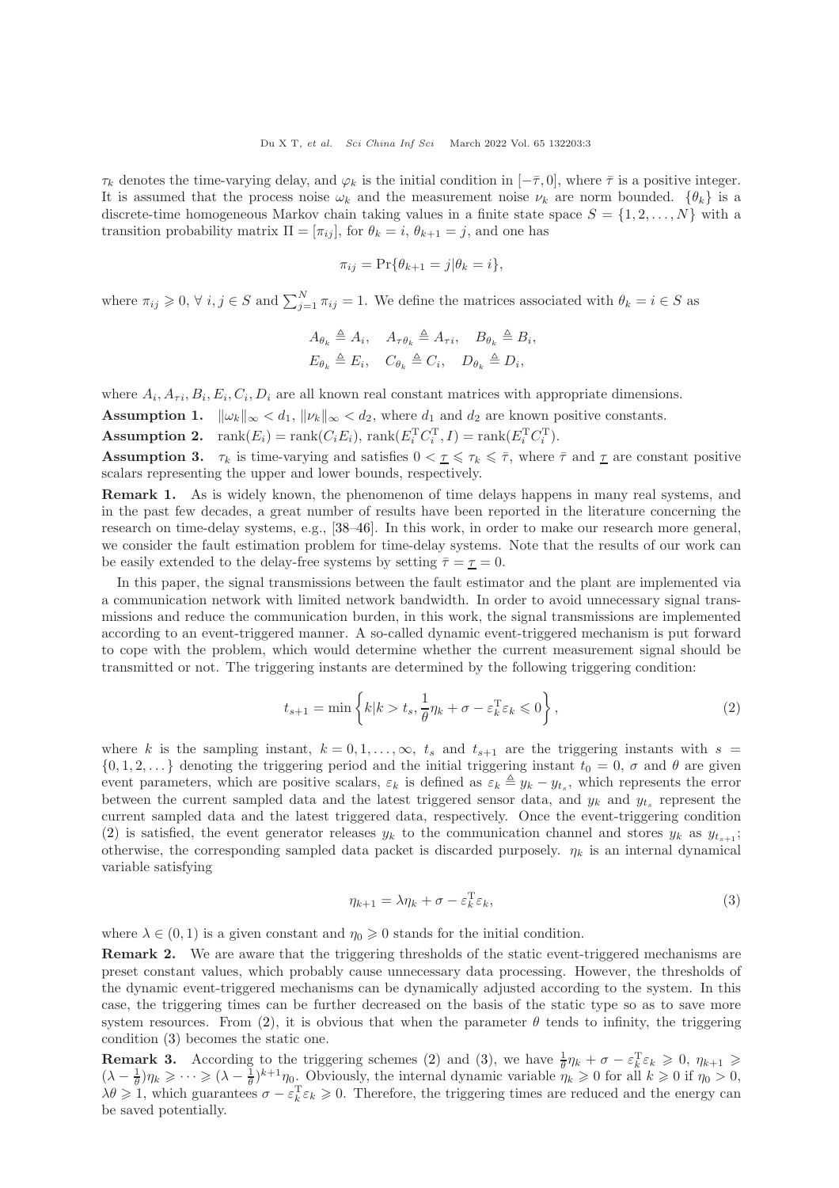$\tau_k$ denotes the time-varying delay, and $\varphi_k$ is the initial condition in $[-\bar{\tau}, 0]$, where $\bar{\tau}$ is a positive integer. It is assumed that the process noise $\omega_k$ and the measurement noise $\nu_k$ are norm bounded. $\{\theta_k\}$ is a discrete-time homogeneous Markov chain taking values in a finite state space $S = \{1, 2, \dots, N\}$ with a transition probability matrix $\Pi = [\pi_{ij}]$, for $\theta_k = i$, $\theta_{k+1} = j$, and one has

$$\pi_{ij} = \Pr\{\theta_{k+1} = j | \theta_k = i\},$$

where $\pi_{ij} \geqslant 0$, $\forall\ i, j \in S$ and $\sum_{j=1}^{N} \pi_{ij} = 1$. We define the matrices associated with $\theta_k = i \in S$ as

$$A_{\theta_k} \triangleq A_i, \quad A_{\tau\theta_k} \triangleq A_{\tau i}, \quad B_{\theta_k} \triangleq B_i,$$
$$E_{\theta_k} \triangleq E_i, \quad C_{\theta_k} \triangleq C_i, \quad D_{\theta_k} \triangleq D_i,$$

where $A_i, A_{\tau i}, B_i, E_i, C_i, D_i$ are all known real constant matrices with appropriate dimensions.

**Assumption 1.** $\|\omega_k\|_\infty < d_1$, $\|\nu_k\|_\infty < d_2$, where $d_1$ and $d_2$ are known positive constants.

**Assumption 2.** $\mathrm{rank}(E_i) = \mathrm{rank}(C_i E_i)$, $\mathrm{rank}(E_i^{\mathrm{T}} C_i^{\mathrm{T}}, I) = \mathrm{rank}(E_i^{\mathrm{T}} C_i^{\mathrm{T}})$.

**Assumption 3.** $\tau_k$ is time-varying and satisfies $0 < \underline{\tau} \leqslant \tau_k \leqslant \bar{\tau}$, where $\bar{\tau}$ and $\underline{\tau}$ are constant positive scalars representing the upper and lower bounds, respectively.

**Remark 1.** As is widely known, the phenomenon of time delays happens in many real systems, and in the past few decades, a great number of results have been reported in the literature concerning the research on time-delay systems, e.g., [38–46]. In this work, in order to make our research more general, we consider the fault estimation problem for time-delay systems. Note that the results of our work can be easily extended to the delay-free systems by setting $\bar{\tau} = \underline{\tau} = 0$.

In this paper, the signal transmissions between the fault estimator and the plant are implemented via a communication network with limited network bandwidth. In order to avoid unnecessary signal transmissions and reduce the communication burden, in this work, the signal transmissions are implemented according to an event-triggered manner. A so-called dynamic event-triggered mechanism is put forward to cope with the problem, which would determine whether the current measurement signal should be transmitted or not. The triggering instants are determined by the following triggering condition:

$$t_{s+1} = \min\left\{ k | k > t_s, \frac{1}{\theta}\eta_k + \sigma - \varepsilon_k^{\mathrm{T}} \varepsilon_k \leqslant 0 \right\}, \tag{2}$$

where $k$ is the sampling instant, $k = 0, 1, \dots, \infty$, $t_s$ and $t_{s+1}$ are the triggering instants with $s = \{0, 1, 2, \dots\}$ denoting the triggering period and the initial triggering instant $t_0 = 0$, $\sigma$ and $\theta$ are given event parameters, which are positive scalars, $\varepsilon_k$ is defined as $\varepsilon_k \triangleq y_k - y_{t_s}$, which represents the error between the current sampled data and the latest triggered sensor data, and $y_k$ and $y_{t_s}$ represent the current sampled data and the latest triggered data, respectively. Once the event-triggering condition (2) is satisfied, the event generator releases $y_k$ to the communication channel and stores $y_k$ as $y_{t_{s+1}}$; otherwise, the corresponding sampled data packet is discarded purposely. $\eta_k$ is an internal dynamical variable satisfying

$$\eta_{k+1} = \lambda \eta_k + \sigma - \varepsilon_k^{\mathrm{T}} \varepsilon_k, \tag{3}$$

where $\lambda \in (0, 1)$ is a given constant and $\eta_0 \geqslant 0$ stands for the initial condition.

**Remark 2.** We are aware that the triggering thresholds of the static event-triggered mechanisms are preset constant values, which probably cause unnecessary data processing. However, the thresholds of the dynamic event-triggered mechanisms can be dynamically adjusted according to the system. In this case, the triggering times can be further decreased on the basis of the static type so as to save more system resources. From (2), it is obvious that when the parameter $\theta$ tends to infinity, the triggering condition (3) becomes the static one.

**Remark 3.** According to the triggering schemes (2) and (3), we have $\frac{1}{\theta}\eta_k + \sigma - \varepsilon_k^{\mathrm{T}} \varepsilon_k \geqslant 0$, $\eta_{k+1} \geqslant (\lambda - \frac{1}{\theta})\eta_k \geqslant \cdots \geqslant (\lambda - \frac{1}{\theta})^{k+1}\eta_0$. Obviously, the internal dynamic variable $\eta_k \geqslant 0$ for all $k \geqslant 0$ if $\eta_0 > 0$, $\lambda\theta \geqslant 1$, which guarantees $\sigma - \varepsilon_k^{\mathrm{T}} \varepsilon_k \geqslant 0$. Therefore, the triggering times are reduced and the energy can be saved potentially.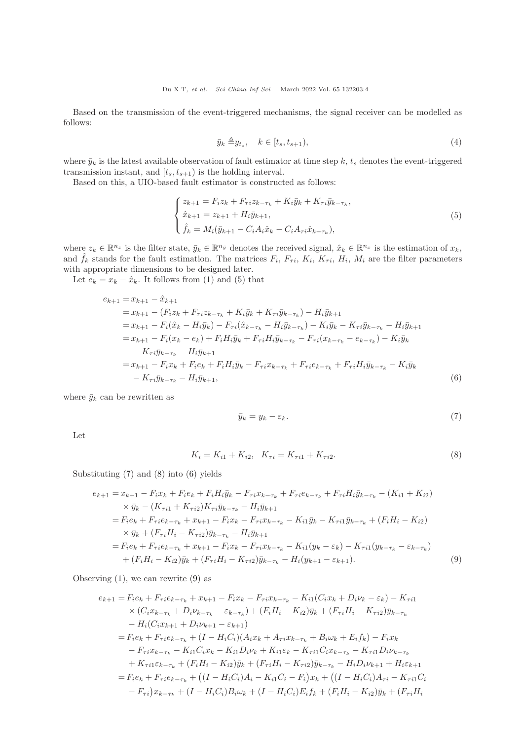Based on the transmission of the event-triggered mechanisms, the signal receiver can be modelled as follows:

$$\bar{y}_k \triangleq y_{t_s}, \quad k \in [t_s, t_{s+1}), \tag{4}$$

where $\bar{y}_k$ is the latest available observation of fault estimator at time step $k$, $t_s$ denotes the event-triggered transmission instant, and $[t_s, t_{s+1})$ is the holding interval.

Based on this, a UIO-based fault estimator is constructed as follows:

$$\begin{cases} z_{k+1} = F_i z_k + F_{\tau i} z_{k-\tau_k} + K_i \bar{y}_k + K_{\tau i} \bar{y}_{k-\tau_k}, \\ \hat{x}_{k+1} = z_{k+1} + H_i \bar{y}_{k+1}, \\ \hat{f}_k = M_i(\bar{y}_{k+1} - C_i A_i \hat{x}_k - C_i A_{\tau i} \hat{x}_{k-\tau_k}), \end{cases} \tag{5}$$

where $z_k \in \mathbb{R}^{n_z}$ is the filter state, $\bar{y}_k \in \mathbb{R}^{n_{\bar{y}}}$ denotes the received signal, $\hat{x}_k \in \mathbb{R}^{n_x}$ is the estimation of $x_k$, and $\hat{f}_k$ stands for the fault estimation. The matrices $F_i$, $F_{\tau i}$, $K_i$, $K_{\tau i}$, $H_i$, $M_i$ are the filter parameters with appropriate dimensions to be designed later.

Let $e_k = x_k - \hat{x}_k$. It follows from (1) and (5) that

$$\begin{aligned} e_{k+1} &= x_{k+1} - \hat{x}_{k+1} \\ &= x_{k+1} - (F_i z_k + F_{\tau i} z_{k-\tau_k} + K_i \bar{y}_k + K_{\tau i} \bar{y}_{k-\tau_k}) - H_i \bar{y}_{k+1} \\ &= x_{k+1} - F_i(\hat{x}_k - H_i \bar{y}_k) - F_{\tau i}(\hat{x}_{k-\tau_k} - H_i \bar{y}_{k-\tau_k}) - K_i \bar{y}_k - K_{\tau i} \bar{y}_{k-\tau_k} - H_i \bar{y}_{k+1} \\ &= x_{k+1} - F_i(x_k - e_k) + F_i H_i \bar{y}_k + F_{\tau i} H_i \bar{y}_{k-\tau_k} - F_{\tau i}(x_{k-\tau_k} - e_{k-\tau_k}) - K_i \bar{y}_k \\ &\quad - K_{\tau i} \bar{y}_{k-\tau_k} - H_i \bar{y}_{k+1} \\ &= x_{k+1} - F_i x_k + F_i e_k + F_i H_i \bar{y}_k - F_{\tau i} x_{k-\tau_k} + F_{\tau i} e_{k-\tau_k} + F_{\tau i} H_i \bar{y}_{k-\tau_k} - K_i \bar{y}_k \\ &\quad - K_{\tau i} \bar{y}_{k-\tau_k} - H_i \bar{y}_{k+1}, \end{aligned} \tag{6}$$

where $\bar{y}_k$ can be rewritten as

$$\bar{y}_k = y_k - \varepsilon_k. \tag{7}$$

Let

$$K_i = K_{i1} + K_{i2}, \quad K_{\tau i} = K_{\tau i1} + K_{\tau i2}. \tag{8}$$

Substituting (7) and (8) into (6) yields

$$\begin{aligned} e_{k+1} &= x_{k+1} - F_i x_k + F_i e_k + F_i H_i \bar{y}_k - F_{\tau i} x_{k-\tau_k} + F_{\tau i} e_{k-\tau_k} + F_{\tau i} H_i \bar{y}_{k-\tau_k} - (K_{i1} + K_{i2}) \\ &\quad \times \bar{y}_k - (K_{\tau i1} + K_{\tau i2}) K_{\tau i} \bar{y}_{k-\tau_k} - H_i \bar{y}_{k+1} \\ &= F_i e_k + F_{\tau i} e_{k-\tau_k} + x_{k+1} - F_i x_k - F_{\tau i} x_{k-\tau_k} - K_{i1} \bar{y}_k - K_{\tau i1} \bar{y}_{k-\tau_k} + (F_i H_i - K_{i2}) \\ &\quad \times \bar{y}_k + (F_{\tau i} H_i - K_{\tau i2}) \bar{y}_{k-\tau_k} - H_i \bar{y}_{k+1} \\ &= F_i e_k + F_{\tau i} e_{k-\tau_k} + x_{k+1} - F_i x_k - F_{\tau i} x_{k-\tau_k} - K_{i1}(y_k - \varepsilon_k) - K_{\tau i1}(y_{k-\tau_k} - \varepsilon_{k-\tau_k}) \\ &\quad + (F_i H_i - K_{i2}) \bar{y}_k + (F_{\tau i} H_i - K_{\tau i2}) \bar{y}_{k-\tau_k} - H_i(y_{k+1} - \varepsilon_{k+1}). \end{aligned} \tag{9}$$

Observing (1), we can rewrite (9) as

$$\begin{aligned} e_{k+1} &= F_i e_k + F_{\tau i} e_{k-\tau_k} + x_{k+1} - F_i x_k - F_{\tau i} x_{k-\tau_k} - K_{i1}(C_i x_k + D_i \nu_k - \varepsilon_k) - K_{\tau i1} \\ &\quad \times (C_i x_{k-\tau_k} + D_i \nu_{k-\tau_k} - \varepsilon_{k-\tau_k}) + (F_i H_i - K_{i2}) \bar{y}_k + (F_{\tau i} H_i - K_{\tau i2}) \bar{y}_{k-\tau_k} \\ &\quad - H_i(C_i x_{k+1} + D_i \nu_{k+1} - \varepsilon_{k+1}) \\ &= F_i e_k + F_{\tau i} e_{k-\tau_k} + (I - H_i C_i)(A_i x_k + A_{\tau i} x_{k-\tau_k} + B_i \omega_k + E_i f_k) - F_i x_k \\ &\quad - F_{\tau i} x_{k-\tau_k} - K_{i1} C_i x_k - K_{i1} D_i \nu_k + K_{i1} \varepsilon_k - K_{\tau i1} C_i x_{k-\tau_k} - K_{\tau i1} D_i \nu_{k-\tau_k} \\ &\quad + K_{\tau i1} \varepsilon_{k-\tau_k} + (F_i H_i - K_{i2}) \bar{y}_k + (F_{\tau i} H_i - K_{\tau i2}) \bar{y}_{k-\tau_k} - H_i D_i \nu_{k+1} + H_i \varepsilon_{k+1} \\ &= F_i e_k + F_{\tau i} e_{k-\tau_k} + \big((I - H_i C_i) A_i - K_{i1} C_i - F_i\big) x_k + \big((I - H_i C_i) A_{\tau i} - K_{\tau i1} C_i \\ &\quad - F_{\tau i}\big) x_{k-\tau_k} + (I - H_i C_i) B_i \omega_k + (I - H_i C_i) E_i f_k + (F_i H_i - K_{i2}) \bar{y}_k + (F_{\tau i} H_i \end{aligned}$$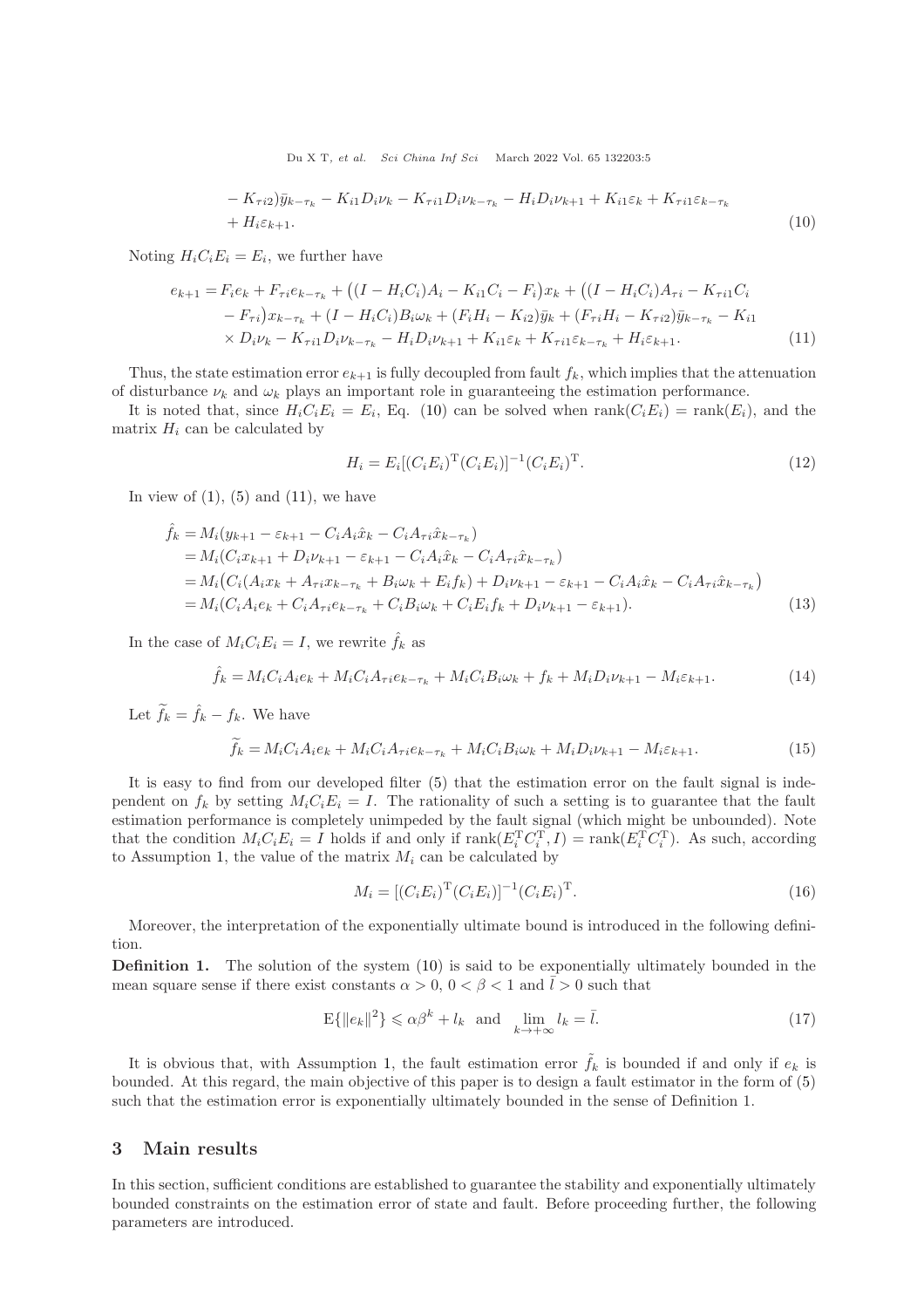$$
\begin{aligned}
&- K_{\tau i2})\bar{y}_{k-\tau_k} - K_{i1}D_i\nu_k - K_{\tau i1}D_i\nu_{k-\tau_k} - H_iD_i\nu_{k+1} + K_{i1}\varepsilon_k + K_{\tau i1}\varepsilon_{k-\tau_k} \\
&+ H_i\varepsilon_{k+1}.
\end{aligned} \tag{10}
$$

Noting $H_iC_iE_i = E_i$, we further have

$$
\begin{aligned}
e_{k+1} =& F_ie_k + F_{\tau i}e_{k-\tau_k} + \big((I - H_iC_i)A_i - K_{i1}C_i - F_i\big)x_k + \big((I - H_iC_i)A_{\tau i} - K_{\tau i1}C_i \\
&- F_{\tau i}\big)x_{k-\tau_k} + (I - H_iC_i)B_i\omega_k + (F_iH_i - K_{i2})\bar{y}_k + (F_{\tau i}H_i - K_{\tau i2})\bar{y}_{k-\tau_k} - K_{i1} \\
&\times D_i\nu_k - K_{\tau i1}D_i\nu_{k-\tau_k} - H_iD_i\nu_{k+1} + K_{i1}\varepsilon_k + K_{\tau i1}\varepsilon_{k-\tau_k} + H_i\varepsilon_{k+1}.
\end{aligned} \tag{11}
$$

Thus, the state estimation error $e_{k+1}$ is fully decoupled from fault $f_k$, which implies that the attenuation of disturbance $\nu_k$ and $\omega_k$ plays an important role in guaranteeing the estimation performance.

It is noted that, since $H_iC_iE_i = E_i$, Eq. (10) can be solved when $\mathrm{rank}(C_iE_i) = \mathrm{rank}(E_i)$, and the matrix $H_i$ can be calculated by

$$
H_i = E_i[(C_iE_i)^{\mathrm{T}}(C_iE_i)]^{-1}(C_iE_i)^{\mathrm{T}}. \tag{12}
$$

In view of (1), (5) and (11), we have

$$
\begin{aligned}
\hat{f}_k =& M_i(y_{k+1} - \varepsilon_{k+1} - C_iA_i\hat{x}_k - C_iA_{\tau i}\hat{x}_{k-\tau_k}) \\
=& M_i(C_ix_{k+1} + D_i\nu_{k+1} - \varepsilon_{k+1} - C_iA_i\hat{x}_k - C_iA_{\tau i}\hat{x}_{k-\tau_k}) \\
=& M_i\big(C_i(A_ix_k + A_{\tau i}x_{k-\tau_k} + B_i\omega_k + E_if_k) + D_i\nu_{k+1} - \varepsilon_{k+1} - C_iA_i\hat{x}_k - C_iA_{\tau i}\hat{x}_{k-\tau_k}\big) \\
=& M_i(C_iA_ie_k + C_iA_{\tau i}e_{k-\tau_k} + C_iB_i\omega_k + C_iE_if_k + D_i\nu_{k+1} - \varepsilon_{k+1}).
\end{aligned} \tag{13}
$$

In the case of $M_iC_iE_i = I$, we rewrite $\hat{f}_k$ as

$$
\hat{f}_k = M_iC_iA_ie_k + M_iC_iA_{\tau i}e_{k-\tau_k} + M_iC_iB_i\omega_k + f_k + M_iD_i\nu_{k+1} - M_i\varepsilon_{k+1}. \tag{14}
$$

Let $\widetilde{f}_k = \hat{f}_k - f_k$. We have

$$
\widetilde{f}_k = M_iC_iA_ie_k + M_iC_iA_{\tau i}e_{k-\tau_k} + M_iC_iB_i\omega_k + M_iD_i\nu_{k+1} - M_i\varepsilon_{k+1}. \tag{15}
$$

It is easy to find from our developed filter (5) that the estimation error on the fault signal is independent on $f_k$ by setting $M_iC_iE_i = I$. The rationality of such a setting is to guarantee that the fault estimation performance is completely unimpeded by the fault signal (which might be unbounded). Note that the condition $M_iC_iE_i = I$ holds if and only if $\mathrm{rank}(E_i^{\mathrm{T}}C_i^{\mathrm{T}}, I) = \mathrm{rank}(E_i^{\mathrm{T}}C_i^{\mathrm{T}})$. As such, according to Assumption 1, the value of the matrix $M_i$ can be calculated by

$$
M_i = [(C_iE_i)^{\mathrm{T}}(C_iE_i)]^{-1}(C_iE_i)^{\mathrm{T}}. \tag{16}
$$

Moreover, the interpretation of the exponentially ultimate bound is introduced in the following definition.

**Definition 1.** The solution of the system (10) is said to be exponentially ultimately bounded in the mean square sense if there exist constants $\alpha > 0$, $0 < \beta < 1$ and $\bar{l} > 0$ such that

$$
\mathrm{E}\{\|e_k\|^2\} \leqslant \alpha\beta^k + l_k \quad \text{and} \quad \lim_{k\to+\infty} l_k = \bar{l}. \tag{17}
$$

It is obvious that, with Assumption 1, the fault estimation error $\tilde{f}_k$ is bounded if and only if $e_k$ is bounded. At this regard, the main objective of this paper is to design a fault estimator in the form of (5) such that the estimation error is exponentially ultimately bounded in the sense of Definition 1.

## 3 Main results

In this section, sufficient conditions are established to guarantee the stability and exponentially ultimately bounded constraints on the estimation error of state and fault. Before proceeding further, the following parameters are introduced.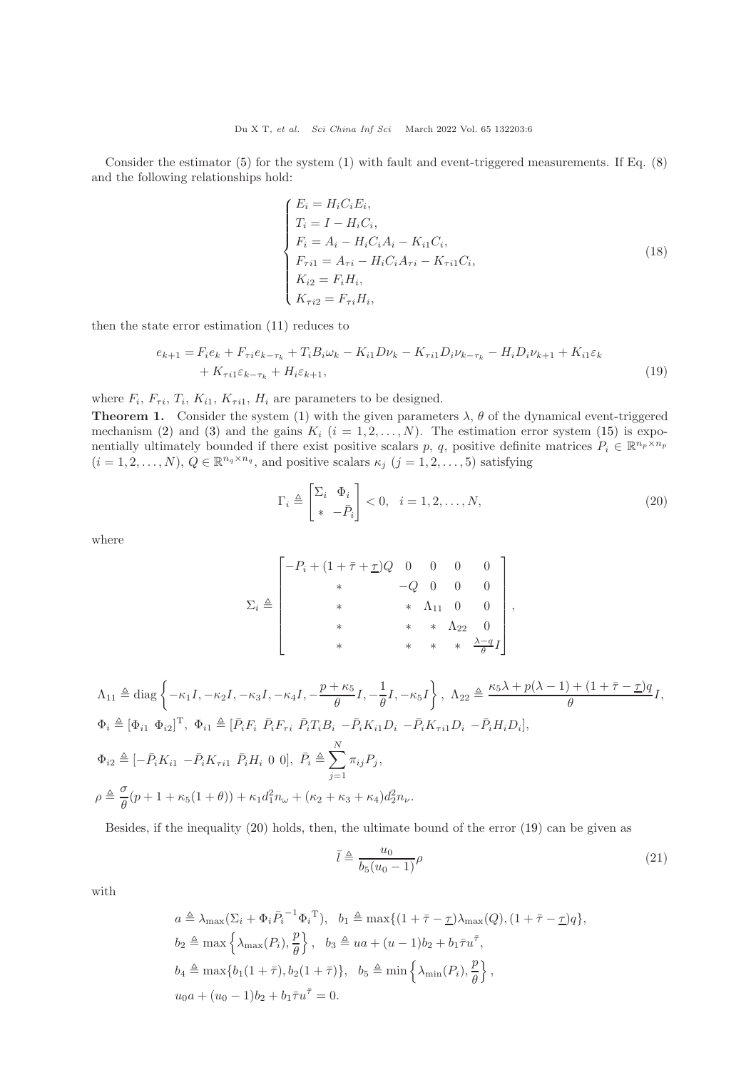Consider the estimator (5) for the system (1) with fault and event-triggered measurements. If Eq. (8) and the following relationships hold:

$$
\begin{cases}
E_i = H_i C_i E_i, \\
T_i = I - H_i C_i, \\
F_i = A_i - H_i C_i A_i - K_{i1} C_i, \\
F_{\tau i1} = A_{\tau i} - H_i C_i A_{\tau i} - K_{\tau i1} C_i, \\
K_{i2} = F_i H_i, \\
K_{\tau i2} = F_{\tau i} H_i,
\end{cases}
\tag{18}
$$

then the state error estimation (11) reduces to

$$
\begin{aligned}
e_{k+1} = {} & F_i e_k + F_{\tau i} e_{k-\tau_k} + T_i B_i \omega_k - K_{i1} D \nu_k - K_{\tau i1} D_i \nu_{k-\tau_k} - H_i D_i \nu_{k+1} + K_{i1} \varepsilon_k \\
& + K_{\tau i1} \varepsilon_{k-\tau_k} + H_i \varepsilon_{k+1},
\end{aligned}
\tag{19}
$$

where $F_i$, $F_{\tau i}$, $T_i$, $K_{i1}$, $K_{\tau i1}$, $H_i$ are parameters to be designed.

**Theorem 1.** Consider the system (1) with the given parameters $\lambda$, $\theta$ of the dynamical event-triggered mechanism (2) and (3) and the gains $K_i$ $(i = 1, 2, \ldots, N)$. The estimation error system (15) is exponentially ultimately bounded if there exist positive scalars $p$, $q$, positive definite matrices $P_i \in \mathbb{R}^{n_p \times n_p}$ $(i = 1, 2, \ldots, N)$, $Q \in \mathbb{R}^{n_q \times n_q}$, and positive scalars $\kappa_j$ $(j = 1, 2, \ldots, 5)$ satisfying

$$
\Gamma_i \triangleq \begin{bmatrix} \Sigma_i & \Phi_i \\ * & -\bar{P}_i \end{bmatrix} < 0, \quad i = 1, 2, \ldots, N,
\tag{20}
$$

where

$$
\Sigma_i \triangleq \begin{bmatrix}
-P_i + (1 + \bar{\tau} + \underline{\tau}) Q & 0 & 0 & 0 & 0 \\
* & -Q & 0 & 0 & 0 \\
* & * & \Lambda_{11} & 0 & 0 \\
* & * & * & \Lambda_{22} & 0 \\
* & * & * & * & \frac{\lambda - q}{\theta} I
\end{bmatrix},
$$

$$
\Lambda_{11} \triangleq \operatorname{diag}\left\{ -\kappa_1 I, -\kappa_2 I, -\kappa_3 I, -\kappa_4 I, -\frac{p + \kappa_5}{\theta} I, -\frac{1}{\theta} I, -\kappa_5 I \right\}, \; \Lambda_{22} \triangleq \frac{\kappa_5 \lambda + p(\lambda - 1) + (1 + \bar{\tau} - \underline{\tau}) q}{\theta} I,
$$

$$
\Phi_i \triangleq [\Phi_{i1} \;\, \Phi_{i2}]^{\mathrm{T}}, \; \Phi_{i1} \triangleq [\bar{P}_i F_i \;\, \bar{P}_i F_{\tau i} \;\, \bar{P}_i T_i B_i \;\, -\bar{P}_i K_{i1} D_i \;\, -\bar{P}_i K_{\tau i1} D_i \;\, -\bar{P}_i H_i D_i],
$$

$$
\Phi_{i2} \triangleq [-\bar{P}_i K_{i1} \;\, -\bar{P}_i K_{\tau i1} \;\, \bar{P}_i H_i \;\, 0 \;\, 0], \; \bar{P}_i \triangleq \sum_{j=1}^{N} \pi_{ij} P_j,
$$

$$
\rho \triangleq \frac{\sigma}{\theta}(p + 1 + \kappa_5 (1 + \theta)) + \kappa_1 d_1^2 n_\omega + (\kappa_2 + \kappa_3 + \kappa_4) d_2^2 n_\nu.
$$

Besides, if the inequality (20) holds, then, the ultimate bound of the error (19) can be given as

$$
\bar{l} \triangleq \frac{u_0}{b_5 (u_0 - 1)} \rho
\tag{21}
$$

with

$$
\begin{aligned}
& a \triangleq \lambda_{\max}(\Sigma_i + \Phi_i \bar{P}_i^{-1} \Phi_i^{\mathrm{T}}), \quad b_1 \triangleq \max\{(1 + \bar{\tau} - \underline{\tau}) \lambda_{\max}(Q), (1 + \bar{\tau} - \underline{\tau}) q\}, \\
& b_2 \triangleq \max\left\{ \lambda_{\max}(P_i), \frac{p}{\theta} \right\}, \quad b_3 \triangleq u a + (u - 1) b_2 + b_1 \bar{\tau} u^{\bar{\tau}}, \\
& b_4 \triangleq \max\{ b_1 (1 + \bar{\tau}), b_2 (1 + \bar{\tau}) \}, \quad b_5 \triangleq \min\left\{ \lambda_{\min}(P_i), \frac{p}{\theta} \right\}, \\
& u_0 a + (u_0 - 1) b_2 + b_1 \bar{\tau} u^{\bar{\tau}} = 0.
\end{aligned}
$$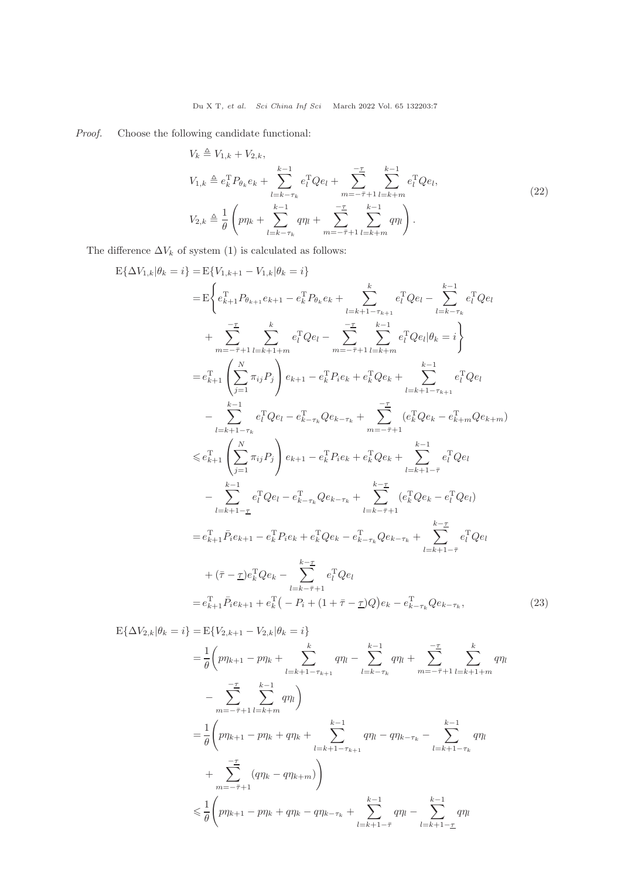*Proof.* Choose the following candidate functional:

$$
\begin{aligned}
&V_k \triangleq V_{1,k} + V_{2,k},\\
&V_{1,k} \triangleq e_k^{\mathrm{T}} P_{\theta_k} e_k + \sum_{l=k-\tau_k}^{k-1} e_l^{\mathrm{T}} Q e_l + \sum_{m=-\bar{\tau}+1}^{-\underline{\tau}} \sum_{l=k+m}^{k-1} e_l^{\mathrm{T}} Q e_l,\\
&V_{2,k} \triangleq \frac{1}{\theta}\left( p\eta_k + \sum_{l=k-\tau_k}^{k-1} q\eta_l + \sum_{m=-\bar{\tau}+1}^{-\underline{\tau}} \sum_{l=k+m}^{k-1} q\eta_l \right).
\end{aligned}
\tag{22}
$$

The difference $\Delta V_k$ of system (1) is calculated as follows:

$$
\begin{aligned}
\mathrm{E}\{\Delta V_{1,k}|\theta_k = i\} =& \mathrm{E}\{V_{1,k+1} - V_{1,k}|\theta_k = i\}\\
=& \mathrm{E}\Bigg\{ e_{k+1}^{\mathrm{T}} P_{\theta_{k+1}} e_{k+1} - e_k^{\mathrm{T}} P_{\theta_k} e_k + \sum_{l=k+1-\tau_{k+1}}^{k} e_l^{\mathrm{T}} Q e_l - \sum_{l=k-\tau_k}^{k-1} e_l^{\mathrm{T}} Q e_l\\
&+ \sum_{m=-\bar{\tau}+1}^{-\underline{\tau}} \sum_{l=k+1+m}^{k} e_l^{\mathrm{T}} Q e_l - \sum_{m=-\bar{\tau}+1}^{-\underline{\tau}} \sum_{l=k+m}^{k-1} e_l^{\mathrm{T}} Q e_l | \theta_k = i \Bigg\}\\
=& e_{k+1}^{\mathrm{T}} \left( \sum_{j=1}^{N} \pi_{ij} P_j \right) e_{k+1} - e_k^{\mathrm{T}} P_i e_k + e_k^{\mathrm{T}} Q e_k + \sum_{l=k+1-\tau_{k+1}}^{k-1} e_l^{\mathrm{T}} Q e_l\\
&- \sum_{l=k+1-\tau_k}^{k-1} e_l^{\mathrm{T}} Q e_l - e_{k-\tau_k}^{\mathrm{T}} Q e_{k-\tau_k} + \sum_{m=-\bar{\tau}+1}^{-\underline{\tau}} (e_k^{\mathrm{T}} Q e_k - e_{k+m}^{\mathrm{T}} Q e_{k+m})\\
\leqslant& e_{k+1}^{\mathrm{T}} \left( \sum_{j=1}^{N} \pi_{ij} P_j \right) e_{k+1} - e_k^{\mathrm{T}} P_i e_k + e_k^{\mathrm{T}} Q e_k + \sum_{l=k+1-\bar{\tau}}^{k-1} e_l^{\mathrm{T}} Q e_l\\
&- \sum_{l=k+1-\underline{\tau}}^{k-1} e_l^{\mathrm{T}} Q e_l - e_{k-\tau_k}^{\mathrm{T}} Q e_{k-\tau_k} + \sum_{l=k-\bar{\tau}+1}^{k-\underline{\tau}} (e_k^{\mathrm{T}} Q e_k - e_l^{\mathrm{T}} Q e_l)\\
=& e_{k+1}^{\mathrm{T}} \bar{P}_i e_{k+1} - e_k^{\mathrm{T}} P_i e_k + e_k^{\mathrm{T}} Q e_k - e_{k-\tau_k}^{\mathrm{T}} Q e_{k-\tau_k} + \sum_{l=k+1-\bar{\tau}}^{k-\underline{\tau}} e_l^{\mathrm{T}} Q e_l\\
&+ (\bar{\tau} - \underline{\tau}) e_k^{\mathrm{T}} Q e_k - \sum_{l=k-\bar{\tau}+1}^{k-\underline{\tau}} e_l^{\mathrm{T}} Q e_l\\
=& e_{k+1}^{\mathrm{T}} \bar{P}_i e_{k+1} + e_k^{\mathrm{T}} \big( - P_i + (1 + \bar{\tau} - \underline{\tau}) Q \big) e_k - e_{k-\tau_k}^{\mathrm{T}} Q e_{k-\tau_k},
\end{aligned}
\tag{23}
$$

$$
\begin{aligned}
\mathrm{E}\{\Delta V_{2,k}|\theta_k = i\} =& \mathrm{E}\{V_{2,k+1} - V_{2,k}|\theta_k = i\}\\
=& \frac{1}{\theta}\Bigg( p\eta_{k+1} - p\eta_k + \sum_{l=k+1-\tau_{k+1}}^{k} q\eta_l - \sum_{l=k-\tau_k}^{k-1} q\eta_l + \sum_{m=-\bar{\tau}+1}^{-\underline{\tau}} \sum_{l=k+1+m}^{k} q\eta_l\\
&- \sum_{m=-\bar{\tau}+1}^{-\underline{\tau}} \sum_{l=k+m}^{k-1} q\eta_l \Bigg)\\
=& \frac{1}{\theta}\Bigg( p\eta_{k+1} - p\eta_k + q\eta_k + \sum_{l=k+1-\tau_{k+1}}^{k-1} q\eta_l - q\eta_{k-\tau_k} - \sum_{l=k+1-\tau_k}^{k-1} q\eta_l\\
&+ \sum_{m=-\bar{\tau}+1}^{-\underline{\tau}} (q\eta_k - q\eta_{k+m}) \Bigg)\\
\leqslant& \frac{1}{\theta}\Bigg( p\eta_{k+1} - p\eta_k + q\eta_k - q\eta_{k-\tau_k} + \sum_{l=k+1-\bar{\tau}}^{k-1} q\eta_l - \sum_{l=k+1-\underline{\tau}}^{k-1} q\eta_l
\end{aligned}
$$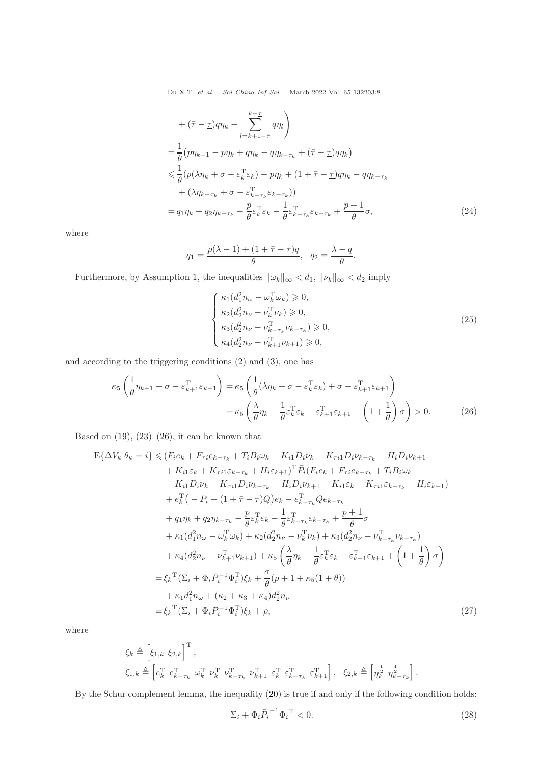$$
\begin{aligned}
&+ (\bar{\tau} - \underline{\tau})q\eta_k - \sum_{l=k+1-\bar{\tau}}^{k-\underline{\tau}} q\eta_l \Bigg) \\
&= \frac{1}{\theta}\big(p\eta_{k+1} - p\eta_k + q\eta_k - q\eta_{k-\tau_k} + (\bar{\tau} - \underline{\tau})q\eta_k\big) \\
&\leqslant \frac{1}{\theta}(p(\lambda\eta_k + \sigma - \varepsilon_k^{\mathrm{T}}\varepsilon_k) - p\eta_k + (1 + \bar{\tau} - \underline{\tau})q\eta_k - q\eta_{k-\tau_k} \\
&\quad + (\lambda\eta_{k-\tau_k} + \sigma - \varepsilon_{k-\tau_k}^{\mathrm{T}}\varepsilon_{k-\tau_k})) \\
&= q_1\eta_k + q_2\eta_{k-\tau_k} - \frac{p}{\theta}\varepsilon_k^{\mathrm{T}}\varepsilon_k - \frac{1}{\theta}\varepsilon_{k-\tau_k}^{\mathrm{T}}\varepsilon_{k-\tau_k} + \frac{p+1}{\theta}\sigma,
\end{aligned} \tag{24}
$$

where

$$
q_1 = \frac{p(\lambda - 1) + (1 + \bar{\tau} - \underline{\tau})q}{\theta}, \quad q_2 = \frac{\lambda - q}{\theta}.
$$

Furthermore, by Assumption 1, the inequalities $\|\omega_k\|_\infty < d_1$, $\|\nu_k\|_\infty < d_2$ imply

$$
\begin{cases}
\kappa_1(d_1^2 n_\omega - \omega_k^{\mathrm{T}}\omega_k) \geqslant 0, \\
\kappa_2(d_2^2 n_\nu - \nu_k^{\mathrm{T}}\nu_k) \geqslant 0, \\
\kappa_3(d_2^2 n_\nu - \nu_{k-\tau_k}^{\mathrm{T}}\nu_{k-\tau_k}) \geqslant 0, \\
\kappa_4(d_2^2 n_\nu - \nu_{k+1}^{\mathrm{T}}\nu_{k+1}) \geqslant 0,
\end{cases} \tag{25}
$$

and according to the triggering conditions (2) and (3), one has

$$
\begin{aligned}
\kappa_5\left(\frac{1}{\theta}\eta_{k+1} + \sigma - \varepsilon_{k+1}^{\mathrm{T}}\varepsilon_{k+1}\right) &= \kappa_5\left(\frac{1}{\theta}(\lambda\eta_k + \sigma - \varepsilon_k^{\mathrm{T}}\varepsilon_k) + \sigma - \varepsilon_{k+1}^{\mathrm{T}}\varepsilon_{k+1}\right) \\
&= \kappa_5\left(\frac{\lambda}{\theta}\eta_k - \frac{1}{\theta}\varepsilon_k^{\mathrm{T}}\varepsilon_k - \varepsilon_{k+1}^{\mathrm{T}}\varepsilon_{k+1} + \left(1 + \frac{1}{\theta}\right)\sigma\right) > 0.
\end{aligned} \tag{26}
$$

Based on (19), (23)–(26), it can be known that

$$
\begin{aligned}
\mathrm{E}\{\Delta V_k|\theta_k = i\} &\leqslant (F_i e_k + F_{\tau i}e_{k-\tau_k} + T_i B_i\omega_k - K_{i1}D_i\nu_k - K_{\tau i1}D_i\nu_{k-\tau_k} - H_i D_i\nu_{k+1} \\
&\quad + K_{i1}\varepsilon_k + K_{\tau i1}\varepsilon_{k-\tau_k} + H_i\varepsilon_{k+1})^{\mathrm{T}}\bar{P}_i(F_i e_k + F_{\tau i}e_{k-\tau_k} + T_i B_i\omega_k \\
&\quad - K_{i1}D_i\nu_k - K_{\tau i1}D_i\nu_{k-\tau_k} - H_i D_i\nu_{k+1} + K_{i1}\varepsilon_k + K_{\tau i1}\varepsilon_{k-\tau_k} + H_i\varepsilon_{k+1}) \\
&\quad + e_k^{\mathrm{T}}\big(-P_i + (1 + \bar{\tau} - \underline{\tau})Q\big)e_k - e_{k-\tau_k}^{\mathrm{T}}Qe_{k-\tau_k} \\
&\quad + q_1\eta_k + q_2\eta_{k-\tau_k} - \frac{p}{\theta}\varepsilon_k^{\mathrm{T}}\varepsilon_k - \frac{1}{\theta}\varepsilon_{k-\tau_k}^{\mathrm{T}}\varepsilon_{k-\tau_k} + \frac{p+1}{\theta}\sigma \\
&\quad + \kappa_1(d_1^2 n_\omega - \omega_k^{\mathrm{T}}\omega_k) + \kappa_2(d_2^2 n_\nu - \nu_k^{\mathrm{T}}\nu_k) + \kappa_3(d_2^2 n_\nu - \nu_{k-\tau_k}^{\mathrm{T}}\nu_{k-\tau_k}) \\
&\quad + \kappa_4(d_2^2 n_\nu - \nu_{k+1}^{\mathrm{T}}\nu_{k+1}) + \kappa_5\left(\frac{\lambda}{\theta}\eta_k - \frac{1}{\theta}\varepsilon_k^{\mathrm{T}}\varepsilon_k - \varepsilon_{k+1}^{\mathrm{T}}\varepsilon_{k+1} + \left(1 + \frac{1}{\theta}\right)\sigma\right) \\
&= \xi_k^{\mathrm{T}}(\Sigma_i + \Phi_i\bar{P}_i^{-1}\Phi_i^{\mathrm{T}})\xi_k + \frac{\sigma}{\theta}(p + 1 + \kappa_5(1 + \theta)) \\
&\quad + \kappa_1 d_1^2 n_\omega + (\kappa_2 + \kappa_3 + \kappa_4)d_2^2 n_\nu \\
&= \xi_k^{\mathrm{T}}(\Sigma_i + \Phi_i\bar{P}_i^{-1}\Phi_i^{\mathrm{T}})\xi_k + \rho,
\end{aligned} \tag{27}
$$

where

$$
\begin{aligned}
&\xi_k \triangleq \begin{bmatrix}\xi_{1,k} & \xi_{2,k}\end{bmatrix}^{\mathrm{T}}, \\
&\xi_{1,k} \triangleq \begin{bmatrix}e_k^{\mathrm{T}} & e_{k-\tau_k}^{\mathrm{T}} & \omega_k^{\mathrm{T}} & \nu_k^{\mathrm{T}} & \nu_{k-\tau_k}^{\mathrm{T}} & \nu_{k+1}^{\mathrm{T}} & \varepsilon_k^{\mathrm{T}} & \varepsilon_{k-\tau_k}^{\mathrm{T}} & \varepsilon_{k+1}^{\mathrm{T}}\end{bmatrix}, \quad \xi_{2,k} \triangleq \begin{bmatrix}\eta_k^{\frac{1}{2}} & \eta_{k-\tau_k}^{\frac{1}{2}}\end{bmatrix}.
\end{aligned}
$$

By the Schur complement lemma, the inequality (20) is true if and only if the following condition holds:

$$
\Sigma_i + \Phi_i\bar{P}_i^{-1}\Phi_i^{\mathrm{T}} < 0. \tag{28}
$$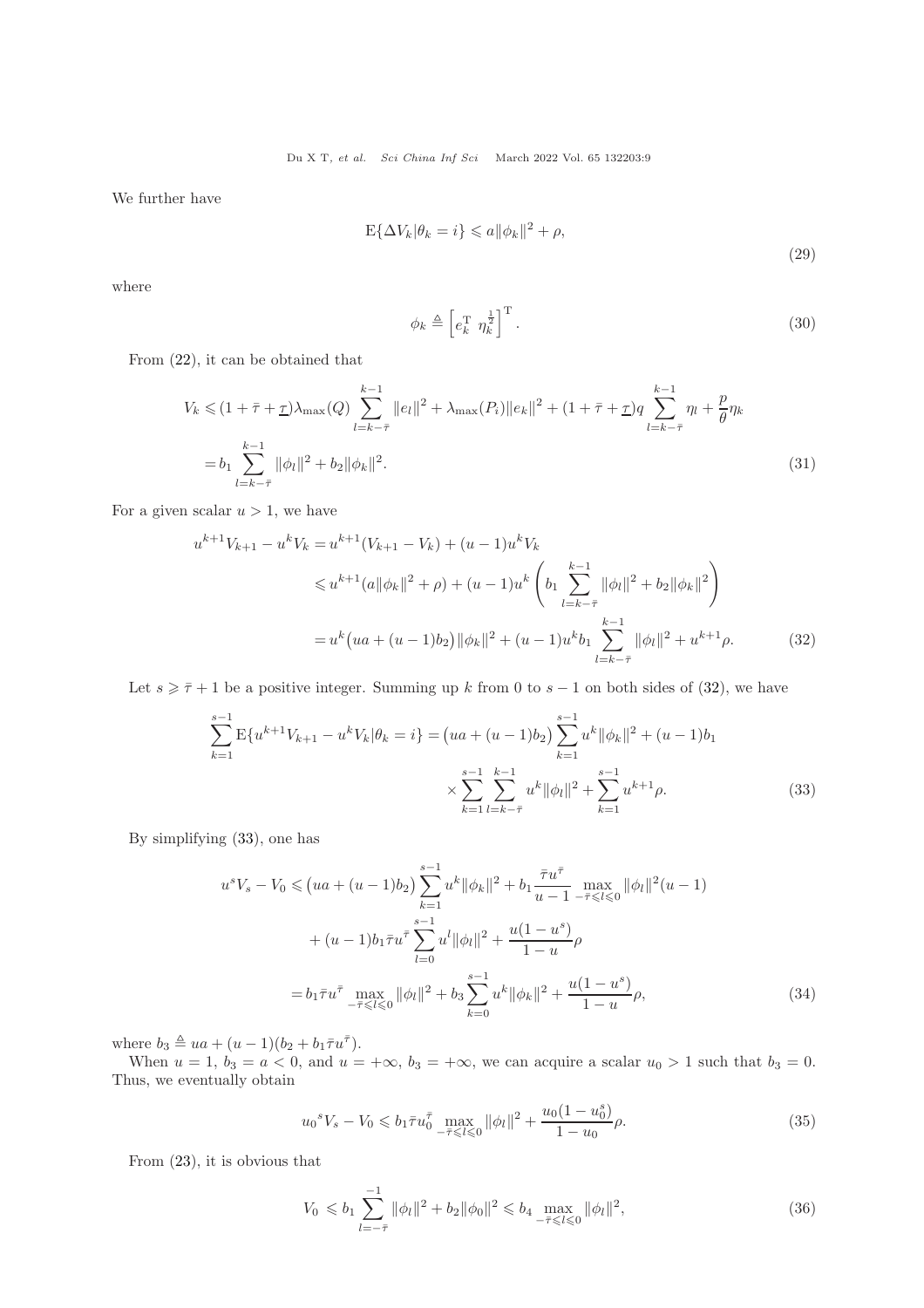We further have

$$
\mathrm{E}\{\Delta V_k|\theta_k = i\} \leqslant a\|\phi_k\|^2 + \rho, \tag{29}
$$

where

$$
\phi_k \triangleq \left[e_k^{\mathrm{T}} \ \eta_k^{\frac{1}{2}}\right]^{\mathrm{T}}. \tag{30}
$$

From (22), it can be obtained that

$$
\begin{aligned}
V_k &\leqslant (1+\bar{\tau}+\underline{\tau})\lambda_{\max}(Q)\sum_{l=k-\bar{\tau}}^{k-1}\|e_l\|^2 + \lambda_{\max}(P_i)\|e_k\|^2 + (1+\bar{\tau}+\underline{\tau})q\sum_{l=k-\bar{\tau}}^{k-1}\eta_l + \frac{p}{\theta}\eta_k \\
&= b_1\sum_{l=k-\bar{\tau}}^{k-1}\|\phi_l\|^2 + b_2\|\phi_k\|^2.
\end{aligned} \tag{31}
$$

For a given scalar $u > 1$, we have

$$
\begin{aligned}
u^{k+1}V_{k+1} - u^k V_k &= u^{k+1}(V_{k+1}-V_k) + (u-1)u^k V_k \\
&\leqslant u^{k+1}(a\|\phi_k\|^2+\rho) + (u-1)u^k\left(b_1\sum_{l=k-\bar{\tau}}^{k-1}\|\phi_l\|^2 + b_2\|\phi_k\|^2\right) \\
&= u^k\big(ua+(u-1)b_2\big)\|\phi_k\|^2 + (u-1)u^k b_1\sum_{l=k-\bar{\tau}}^{k-1}\|\phi_l\|^2 + u^{k+1}\rho.
\end{aligned} \tag{32}
$$

Let $s \geqslant \bar{\tau}+1$ be a positive integer. Summing up $k$ from 0 to $s-1$ on both sides of (32), we have

$$
\begin{aligned}
\sum_{k=1}^{s-1}\mathrm{E}\{u^{k+1}V_{k+1}-u^kV_k|\theta_k=i\} = \big(ua+(u-1)b_2\big)\sum_{k=1}^{s-1}u^k\|\phi_k\|^2 + (u-1)b_1 \\
\times\sum_{k=1}^{s-1}\sum_{l=k-\bar{\tau}}^{k-1}u^k\|\phi_l\|^2 + \sum_{k=1}^{s-1}u^{k+1}\rho.
\end{aligned} \tag{33}
$$

By simplifying (33), one has

$$
\begin{aligned}
u^sV_s - V_0 &\leqslant \big(ua+(u-1)b_2\big)\sum_{k=1}^{s-1}u^k\|\phi_k\|^2 + b_1\frac{\bar{\tau}u^{\bar{\tau}}}{u-1}\max_{-\bar{\tau}\leqslant l\leqslant 0}\|\phi_l\|^2(u-1) \\
&\quad + (u-1)b_1\bar{\tau}u^{\bar{\tau}}\sum_{l=0}^{s-1}u^l\|\phi_l\|^2 + \frac{u(1-u^s)}{1-u}\rho \\
&= b_1\bar{\tau}u^{\bar{\tau}}\max_{-\bar{\tau}\leqslant l\leqslant 0}\|\phi_l\|^2 + b_3\sum_{k=0}^{s-1}u^k\|\phi_k\|^2 + \frac{u(1-u^s)}{1-u}\rho,
\end{aligned} \tag{34}
$$

where $b_3 \triangleq ua + (u-1)(b_2 + b_1\bar{\tau}u^{\bar{\tau}})$.

When $u = 1$, $b_3 = a < 0$, and $u = +\infty$, $b_3 = +\infty$, we can acquire a scalar $u_0 > 1$ such that $b_3 = 0$. Thus, we eventually obtain

$$
{u_0}^sV_s - V_0 \leqslant b_1\bar{\tau}u_0^{\bar{\tau}}\max_{-\bar{\tau}\leqslant l\leqslant 0}\|\phi_l\|^2 + \frac{u_0(1-u_0^s)}{1-u_0}\rho. \tag{35}
$$

From (23), it is obvious that

$$
V_0 \leqslant b_1\sum_{l=-\bar{\tau}}^{-1}\|\phi_l\|^2 + b_2\|\phi_0\|^2 \leqslant b_4\max_{-\bar{\tau}\leqslant l\leqslant 0}\|\phi_l\|^2, \tag{36}
$$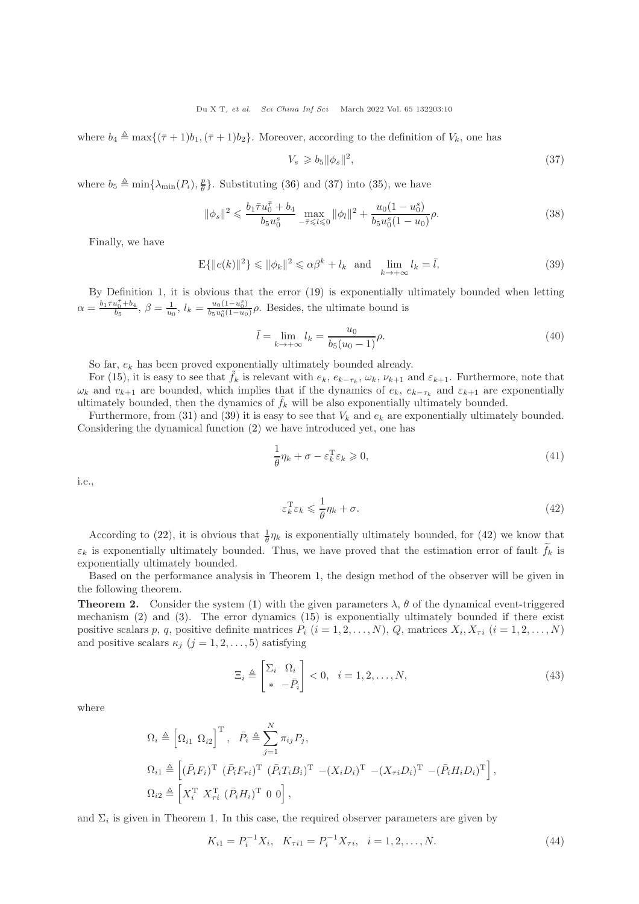where $b_4 \triangleq \max\{(\bar{\tau}+1)b_1, (\bar{\tau}+1)b_2\}$. Moreover, according to the definition of $V_k$, one has

$$V_s \geqslant b_5\|\phi_s\|^2, \tag{37}$$

where $b_5 \triangleq \min\{\lambda_{\min}(P_i), \frac{p}{\theta}\}$. Substituting (36) and (37) into (35), we have

$$\|\phi_s\|^2 \leqslant \frac{b_1\bar{\tau}u_0^{\bar{\tau}}+b_4}{b_5u_0^s}\max_{-\bar{\tau}\leqslant l\leqslant 0}\|\phi_l\|^2 + \frac{u_0(1-u_0^s)}{b_5u_0^s(1-u_0)}\rho. \tag{38}$$

Finally, we have

$$\mathrm{E}\{\|e(k)\|^2\} \leqslant \|\phi_k\|^2 \leqslant \alpha\beta^k + l_k \ \text{ and } \ \lim_{k\to+\infty} l_k = \bar{l}. \tag{39}$$

By Definition 1, it is obvious that the error (19) is exponentially ultimately bounded when letting $\alpha = \frac{b_1\bar{\tau}u_0^{\bar{\tau}}+b_4}{b_5}$, $\beta = \frac{1}{u_0}$, $l_k = \frac{u_0(1-u_0^s)}{b_5u_0^s(1-u_0)}\rho$. Besides, the ultimate bound is

$$\bar{l} = \lim_{k\to+\infty} l_k = \frac{u_0}{b_5(u_0-1)}\rho. \tag{40}$$

So far, $e_k$ has been proved exponentially ultimately bounded already.

For (15), it is easy to see that $\tilde{f}_k$ is relevant with $e_k$, $e_{k-\tau_k}$, $\omega_k$, $\nu_{k+1}$ and $\varepsilon_{k+1}$. Furthermore, note that $\omega_k$ and $v_{k+1}$ are bounded, which implies that if the dynamics of $e_k$, $e_{k-\tau_k}$ and $\varepsilon_{k+1}$ are exponentially ultimately bounded, then the dynamics of $\tilde{f}_k$ will be also exponentially ultimately bounded.

Furthermore, from (31) and (39) it is easy to see that $V_k$ and $e_k$ are exponentially ultimately bounded. Considering the dynamical function (2) we have introduced yet, one has

$$\frac{1}{\theta}\eta_k + \sigma - \varepsilon_k^{\mathrm{T}}\varepsilon_k \geqslant 0, \tag{41}$$

i.e.,

$$\varepsilon_k^{\mathrm{T}}\varepsilon_k \leqslant \frac{1}{\theta}\eta_k + \sigma. \tag{42}$$

According to (22), it is obvious that $\frac{1}{\theta}\eta_k$ is exponentially ultimately bounded, for (42) we know that $\varepsilon_k$ is exponentially ultimately bounded. Thus, we have proved that the estimation error of fault $\widetilde{f}_k$ is exponentially ultimately bounded.

Based on the performance analysis in Theorem 1, the design method of the observer will be given in the following theorem.

**Theorem 2.** Consider the system (1) with the given parameters $\lambda$, $\theta$ of the dynamical event-triggered mechanism (2) and (3). The error dynamics (15) is exponentially ultimately bounded if there exist positive scalars $p$, $q$, positive definite matrices $P_i$ $(i=1,2,\ldots,N)$, $Q$, matrices $X_i, X_{\tau i}$ $(i=1,2,\ldots,N)$ and positive scalars $\kappa_j$ $(j=1,2,\ldots,5)$ satisfying

$$\Xi_i \triangleq \begin{bmatrix}\Sigma_i & \Omega_i\\ * & -\bar{P}_i\end{bmatrix} < 0, \quad i=1,2,\ldots,N, \tag{43}$$

where

$$\begin{aligned}
&\Omega_i \triangleq \begin{bmatrix}\Omega_{i1} & \Omega_{i2}\end{bmatrix}^{\mathrm{T}}, \quad \bar{P}_i \triangleq \sum_{j=1}^{N}\pi_{ij}P_j,\\
&\Omega_{i1} \triangleq \left[(\bar{P}_iF_i)^{\mathrm{T}} \ (\bar{P}_iF_{\tau i})^{\mathrm{T}} \ (\bar{P}_iT_iB_i)^{\mathrm{T}} \ -(X_iD_i)^{\mathrm{T}} \ -(X_{\tau i}D_i)^{\mathrm{T}} \ -(\bar{P}_iH_iD_i)^{\mathrm{T}}\right],\\
&\Omega_{i2} \triangleq \left[X_i^{\mathrm{T}} \ X_{\tau i}^{\mathrm{T}} \ (\bar{P}_iH_i)^{\mathrm{T}} \ 0 \ 0\right],
\end{aligned}$$

and $\Sigma_i$ is given in Theorem 1. In this case, the required observer parameters are given by

$$K_{i1} = P_i^{-1}X_i, \quad K_{\tau i1} = P_i^{-1}X_{\tau i}, \quad i=1,2,\ldots,N. \tag{44}$$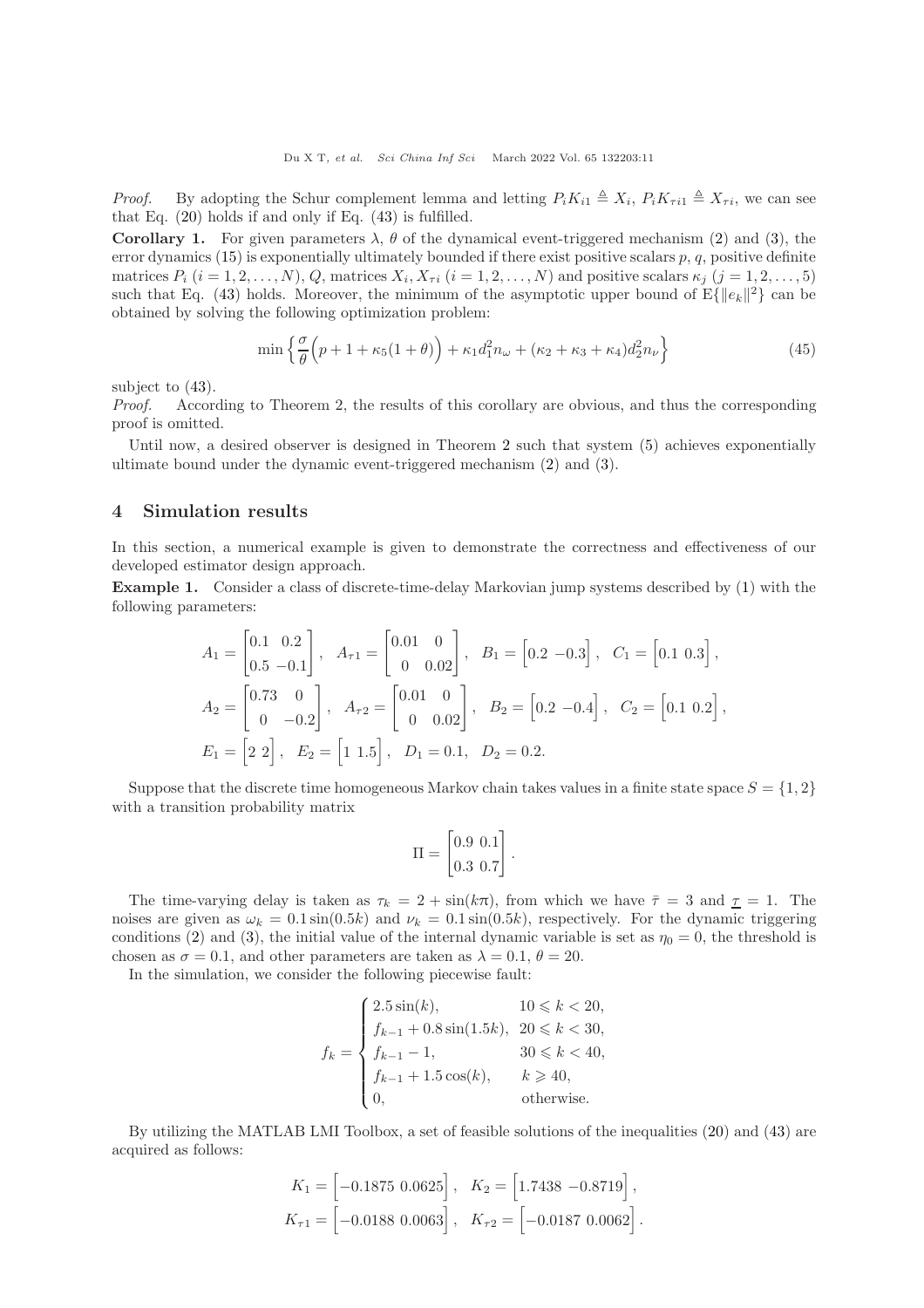*Proof.* By adopting the Schur complement lemma and letting $P_iK_{i1} \triangleq X_i$, $P_iK_{\tau i1} \triangleq X_{\tau i}$, we can see that Eq. (20) holds if and only if Eq. (43) is fulfilled.

**Corollary 1.** For given parameters $\lambda$, $\theta$ of the dynamical event-triggered mechanism (2) and (3), the error dynamics (15) is exponentially ultimately bounded if there exist positive scalars $p$, $q$, positive definite matrices $P_i$ $(i = 1, 2, \ldots, N)$, $Q$, matrices $X_i, X_{\tau i}$ $(i = 1, 2, \ldots, N)$ and positive scalars $\kappa_j$ $(j = 1, 2, \ldots, 5)$ such that Eq. (43) holds. Moreover, the minimum of the asymptotic upper bound of $\mathrm{E}\{\|e_k\|^2\}$ can be obtained by solving the following optimization problem:

$$\min \left\{ \frac{\sigma}{\theta}\Big(p + 1 + \kappa_5(1+\theta)\Big) + \kappa_1 d_1^2 n_\omega + (\kappa_2 + \kappa_3 + \kappa_4) d_2^2 n_\nu \right\} \tag{45}$$

subject to (43).

*Proof.* According to Theorem 2, the results of this corollary are obvious, and thus the corresponding proof is omitted.

Until now, a desired observer is designed in Theorem 2 such that system (5) achieves exponentially ultimate bound under the dynamic event-triggered mechanism (2) and (3).

## 4 Simulation results

In this section, a numerical example is given to demonstrate the correctness and effectiveness of our developed estimator design approach.

**Example 1.** Consider a class of discrete-time-delay Markovian jump systems described by (1) with the following parameters:

$$A_1 = \begin{bmatrix} 0.1 & 0.2 \\ 0.5 & -0.1 \end{bmatrix}, \quad A_{\tau 1} = \begin{bmatrix} 0.01 & 0 \\ 0 & 0.02 \end{bmatrix}, \quad B_1 = \begin{bmatrix} 0.2 & -0.3 \end{bmatrix}, \quad C_1 = \begin{bmatrix} 0.1 & 0.3 \end{bmatrix},$$

$$A_2 = \begin{bmatrix} 0.73 & 0 \\ 0 & -0.2 \end{bmatrix}, \quad A_{\tau 2} = \begin{bmatrix} 0.01 & 0 \\ 0 & 0.02 \end{bmatrix}, \quad B_2 = \begin{bmatrix} 0.2 & -0.4 \end{bmatrix}, \quad C_2 = \begin{bmatrix} 0.1 & 0.2 \end{bmatrix},$$

$$E_1 = \begin{bmatrix} 2 & 2 \end{bmatrix}, \quad E_2 = \begin{bmatrix} 1 & 1.5 \end{bmatrix}, \quad D_1 = 0.1, \quad D_2 = 0.2.$$

Suppose that the discrete time homogeneous Markov chain takes values in a finite state space $S = \{1, 2\}$ with a transition probability matrix

$$\Pi = \begin{bmatrix} 0.9 & 0.1 \\ 0.3 & 0.7 \end{bmatrix}.$$

The time-varying delay is taken as $\tau_k = 2 + \sin(k\pi)$, from which we have $\bar{\tau} = 3$ and $\underline{\tau} = 1$. The noises are given as $\omega_k = 0.1\sin(0.5k)$ and $\nu_k = 0.1\sin(0.5k)$, respectively. For the dynamic triggering conditions (2) and (3), the initial value of the internal dynamic variable is set as $\eta_0 = 0$, the threshold is chosen as $\sigma = 0.1$, and other parameters are taken as $\lambda = 0.1$, $\theta = 20$.

In the simulation, we consider the following piecewise fault:

$$f_k = \begin{cases} 2.5\sin(k), & 10 \leqslant k < 20, \\ f_{k-1} + 0.8\sin(1.5k), & 20 \leqslant k < 30, \\ f_{k-1} - 1, & 30 \leqslant k < 40, \\ f_{k-1} + 1.5\cos(k), & k \geqslant 40, \\ 0, & \text{otherwise}. \end{cases}$$

By utilizing the MATLAB LMI Toolbox, a set of feasible solutions of the inequalities (20) and (43) are acquired as follows:

$$K_1 = \begin{bmatrix} -0.1875 & 0.0625 \end{bmatrix}, \quad K_2 = \begin{bmatrix} 1.7438 & -0.8719 \end{bmatrix},$$

$$K_{\tau 1} = \begin{bmatrix} -0.0188 & 0.0063 \end{bmatrix}, \quad K_{\tau 2} = \begin{bmatrix} -0.0187 & 0.0062 \end{bmatrix}.$$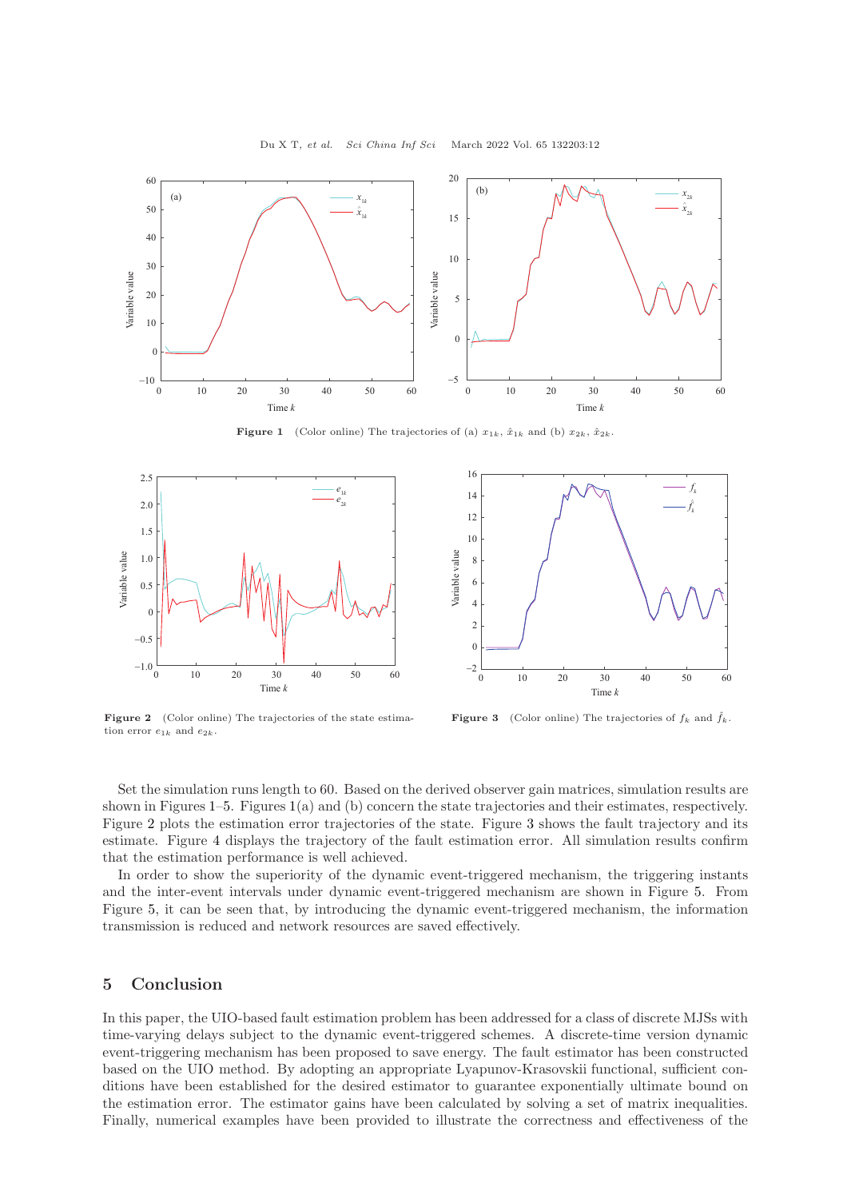Figure 1 (Color online) The trajectories of (a) $x_{1k}$, $\hat{x}_{1k}$ and (b) $x_{2k}$, $\hat{x}_{2k}$.

Figure 2 (Color online) The trajectories of the state estimation error $e_{1k}$ and $e_{2k}$.

Figure 3 (Color online) The trajectories of $f_k$ and $\hat{f}_k$.

Set the simulation runs length to 60. Based on the derived observer gain matrices, simulation results are shown in Figures 1–5. Figures 1(a) and (b) concern the state trajectories and their estimates, respectively. Figure 2 plots the estimation error trajectories of the state. Figure 3 shows the fault trajectory and its estimate. Figure 4 displays the trajectory of the fault estimation error. All simulation results confirm that the estimation performance is well achieved.

In order to show the superiority of the dynamic event-triggered mechanism, the triggering instants and the inter-event intervals under dynamic event-triggered mechanism are shown in Figure 5. From Figure 5, it can be seen that, by introducing the dynamic event-triggered mechanism, the information transmission is reduced and network resources are saved effectively.

## 5 Conclusion

In this paper, the UIO-based fault estimation problem has been addressed for a class of discrete MJSs with time-varying delays subject to the dynamic event-triggered schemes. A discrete-time version dynamic event-triggering mechanism has been proposed to save energy. The fault estimator has been constructed based on the UIO method. By adopting an appropriate Lyapunov-Krasovskii functional, sufficient conditions have been established for the desired estimator to guarantee exponentially ultimate bound on the estimation error. The estimator gains have been calculated by solving a set of matrix inequalities. Finally, numerical examples have been provided to illustrate the correctness and effectiveness of the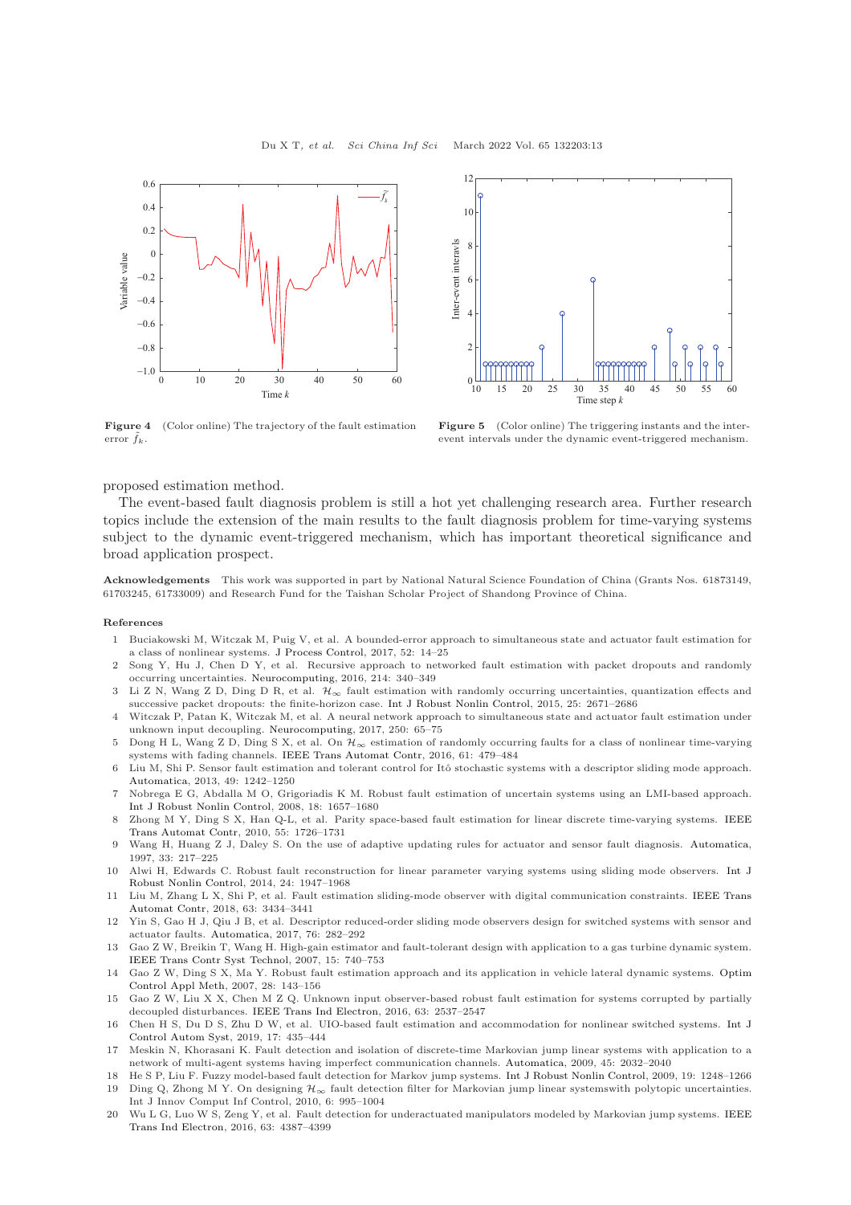Figure 4 (Color online) The trajectory of the fault estimation error $\tilde{f}_k$.

Figure 5 (Color online) The triggering instants and the inter-event intervals under the dynamic event-triggered mechanism.

proposed estimation method.

The event-based fault diagnosis problem is still a hot yet challenging research area. Further research topics include the extension of the main results to the fault diagnosis problem for time-varying systems subject to the dynamic event-triggered mechanism, which has important theoretical significance and broad application prospect.

**Acknowledgements** This work was supported in part by National Natural Science Foundation of China (Grants Nos. 61873149, 61703245, 61733009) and Research Fund for the Taishan Scholar Project of Shandong Province of China.

**References**

1. Buciakowski M, Witczak M, Puig V, et al. A bounded-error approach to simultaneous state and actuator fault estimation for a class of nonlinear systems. J Process Control, 2017, 52: 14–25
2. Song Y, Hu J, Chen D Y, et al. Recursive approach to networked fault estimation with packet dropouts and randomly occurring uncertainties. Neurocomputing, 2016, 214: 340–349
3. Li Z N, Wang Z D, Ding D R, et al. $\mathcal{H}_\infty$ fault estimation with randomly occurring uncertainties, quantization effects and successive packet dropouts: the finite-horizon case. Int J Robust Nonlin Control, 2015, 25: 2671–2686
4. Witczak P, Patan K, Witczak M, et al. A neural network approach to simultaneous state and actuator fault estimation under unknown input decoupling. Neurocomputing, 2017, 250: 65–75
5. Dong H L, Wang Z D, Ding S X, et al. On $\mathcal{H}_\infty$ estimation of randomly occurring faults for a class of nonlinear time-varying systems with fading channels. IEEE Trans Automat Contr, 2016, 61: 479–484
6. Liu M, Shi P. Sensor fault estimation and tolerant control for Itô stochastic systems with a descriptor sliding mode approach. Automatica, 2013, 49: 1242–1250
7. Nobrega E G, Abdalla M O, Grigoriadis K M. Robust fault estimation of uncertain systems using an LMI-based approach. Int J Robust Nonlin Control, 2008, 18: 1657–1680
8. Zhong M Y, Ding S X, Han Q-L, et al. Parity space-based fault estimation for linear discrete time-varying systems. IEEE Trans Automat Contr, 2010, 55: 1726–1731
9. Wang H, Huang Z J, Daley S. On the use of adaptive updating rules for actuator and sensor fault diagnosis. Automatica, 1997, 33: 217–225
10. Alwi H, Edwards C. Robust fault reconstruction for linear parameter varying systems using sliding mode observers. Int J Robust Nonlin Control, 2014, 24: 1947–1968
11. Liu M, Zhang L X, Shi P, et al. Fault estimation sliding-mode observer with digital communication constraints. IEEE Trans Automat Contr, 2018, 63: 3434–3441
12. Yin S, Gao H J, Qiu J B, et al. Descriptor reduced-order sliding mode observers design for switched systems with sensor and actuator faults. Automatica, 2017, 76: 282–292
13. Gao Z W, Breikin T, Wang H. High-gain estimator and fault-tolerant design with application to a gas turbine dynamic system. IEEE Trans Contr Syst Technol, 2007, 15: 740–753
14. Gao Z W, Ding S X, Ma Y. Robust fault estimation approach and its application in vehicle lateral dynamic systems. Optim Control Appl Meth, 2007, 28: 143–156
15. Gao Z W, Liu X X, Chen M Z Q. Unknown input observer-based robust fault estimation for systems corrupted by partially decoupled disturbances. IEEE Trans Ind Electron, 2016, 63: 2537–2547
16. Chen H S, Du D S, Zhu D W, et al. UIO-based fault estimation and accommodation for nonlinear switched systems. Int J Control Autom Syst, 2019, 17: 435–444
17. Meskin N, Khorasani K. Fault detection and isolation of discrete-time Markovian jump linear systems with application to a network of multi-agent systems having imperfect communication channels. Automatica, 2009, 45: 2032–2040
18. He S P, Liu F. Fuzzy model-based fault detection for Markov jump systems. Int J Robust Nonlin Control, 2009, 19: 1248–1266
19. Ding Q, Zhong M Y. On designing $\mathcal{H}_\infty$ fault detection filter for Markovian jump linear systemswith polytopic uncertainties. Int J Innov Comput Inf Control, 2010, 6: 995–1004
20. Wu L G, Luo W S, Zeng Y, et al. Fault detection for underactuated manipulators modeled by Markovian jump systems. IEEE Trans Ind Electron, 2016, 63: 4387–4399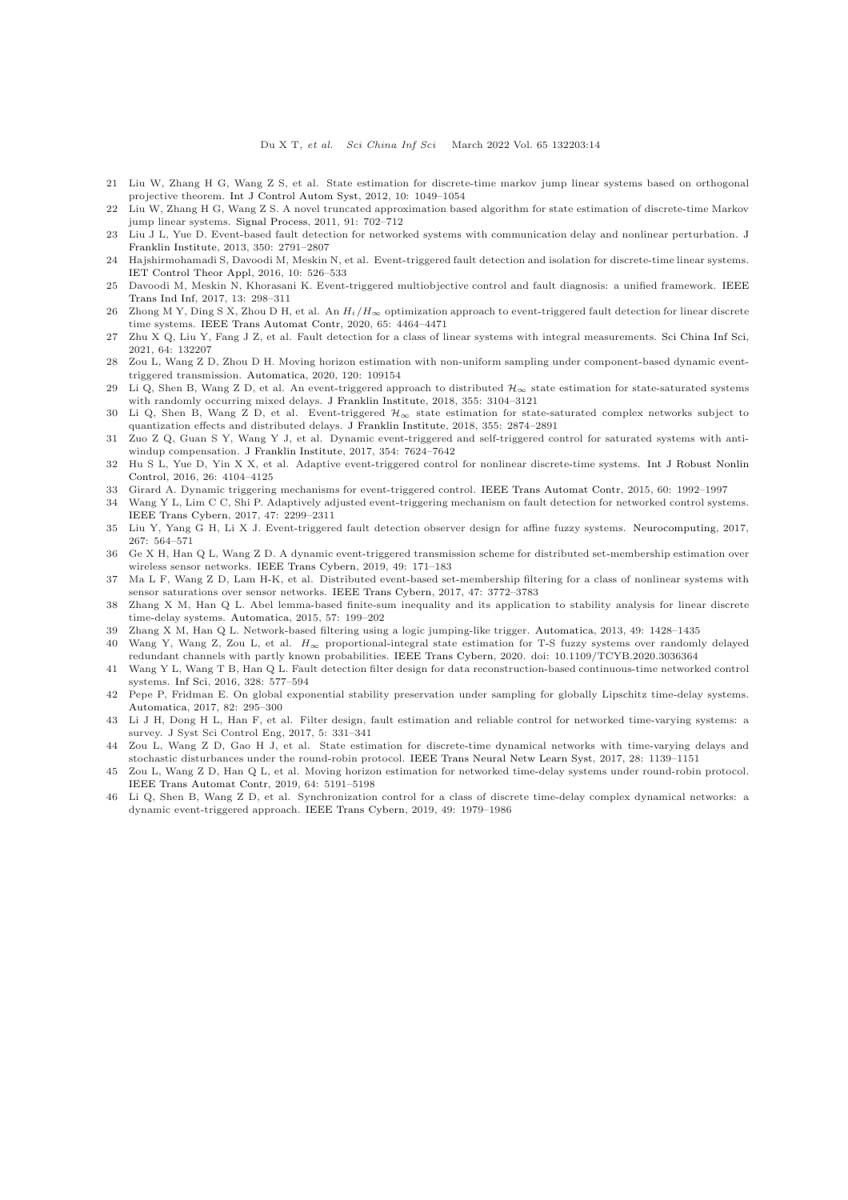21 Liu W, Zhang H G, Wang Z S, et al. State estimation for discrete-time markov jump linear systems based on orthogonal projective theorem. Int J Control Autom Syst, 2012, 10: 1049–1054

22 Liu W, Zhang H G, Wang Z S. A novel truncated approximation based algorithm for state estimation of discrete-time Markov jump linear systems. Signal Process, 2011, 91: 702–712

23 Liu J L, Yue D. Event-based fault detection for networked systems with communication delay and nonlinear perturbation. J Franklin Institute, 2013, 350: 2791–2807

24 Hajshirmohamadi S, Davoodi M, Meskin N, et al. Event-triggered fault detection and isolation for discrete-time linear systems. IET Control Theor Appl, 2016, 10: 526–533

25 Davoodi M, Meskin N, Khorasani K. Event-triggered multiobjective control and fault diagnosis: a unified framework. IEEE Trans Ind Inf, 2017, 13: 298–311

26 Zhong M Y, Ding S X, Zhou D H, et al. An $H_i/H_\infty$ optimization approach to event-triggered fault detection for linear discrete time systems. IEEE Trans Automat Contr, 2020, 65: 4464–4471

27 Zhu X Q, Liu Y, Fang J Z, et al. Fault detection for a class of linear systems with integral measurements. Sci China Inf Sci, 2021, 64: 132207

28 Zou L, Wang Z D, Zhou D H. Moving horizon estimation with non-uniform sampling under component-based dynamic event-triggered transmission. Automatica, 2020, 120: 109154

29 Li Q, Shen B, Wang Z D, et al. An event-triggered approach to distributed $\mathcal{H}_\infty$ state estimation for state-saturated systems with randomly occurring mixed delays. J Franklin Institute, 2018, 355: 3104–3121

30 Li Q, Shen B, Wang Z D, et al. Event-triggered $\mathcal{H}_\infty$ state estimation for state-saturated complex networks subject to quantization effects and distributed delays. J Franklin Institute, 2018, 355: 2874–2891

31 Zuo Z Q, Guan S Y, Wang Y J, et al. Dynamic event-triggered and self-triggered control for saturated systems with anti-windup compensation. J Franklin Institute, 2017, 354: 7624–7642

32 Hu S L, Yue D, Yin X X, et al. Adaptive event-triggered control for nonlinear discrete-time systems. Int J Robust Nonlin Control, 2016, 26: 4104–4125

33 Girard A. Dynamic triggering mechanisms for event-triggered control. IEEE Trans Automat Contr, 2015, 60: 1992–1997

34 Wang Y L, Lim C C, Shi P. Adaptively adjusted event-triggering mechanism on fault detection for networked control systems. IEEE Trans Cybern, 2017, 47: 2299–2311

35 Liu Y, Yang G H, Li X J. Event-triggered fault detection observer design for affine fuzzy systems. Neurocomputing, 2017, 267: 564–571

36 Ge X H, Han Q L, Wang Z D. A dynamic event-triggered transmission scheme for distributed set-membership estimation over wireless sensor networks. IEEE Trans Cybern, 2019, 49: 171–183

37 Ma L F, Wang Z D, Lam H-K, et al. Distributed event-based set-membership filtering for a class of nonlinear systems with sensor saturations over sensor networks. IEEE Trans Cybern, 2017, 47: 3772–3783

38 Zhang X M, Han Q L. Abel lemma-based finite-sum inequality and its application to stability analysis for linear discrete time-delay systems. Automatica, 2015, 57: 199–202

39 Zhang X M, Han Q L. Network-based filtering using a logic jumping-like trigger. Automatica, 2013, 49: 1428–1435

40 Wang Y, Wang Z, Zou L, et al. $H_\infty$ proportional-integral state estimation for T-S fuzzy systems over randomly delayed redundant channels with partly known probabilities. IEEE Trans Cybern, 2020. doi: 10.1109/TCYB.2020.3036364

41 Wang Y L, Wang T B, Han Q L. Fault detection filter design for data reconstruction-based continuous-time networked control systems. Inf Sci, 2016, 328: 577–594

42 Pepe P, Fridman E. On global exponential stability preservation under sampling for globally Lipschitz time-delay systems. Automatica, 2017, 82: 295–300

43 Li J H, Dong H L, Han F, et al. Filter design, fault estimation and reliable control for networked time-varying systems: a survey. J Syst Sci Control Eng, 2017, 5: 331–341

44 Zou L, Wang Z D, Gao H J, et al. State estimation for discrete-time dynamical networks with time-varying delays and stochastic disturbances under the round-robin protocol. IEEE Trans Neural Netw Learn Syst, 2017, 28: 1139–1151

45 Zou L, Wang Z D, Han Q L, et al. Moving horizon estimation for networked time-delay systems under round-robin protocol. IEEE Trans Automat Contr, 2019, 64: 5191–5198

46 Li Q, Shen B, Wang Z D, et al. Synchronization control for a class of discrete time-delay complex dynamical networks: a dynamic event-triggered approach. IEEE Trans Cybern, 2019, 49: 1979–1986